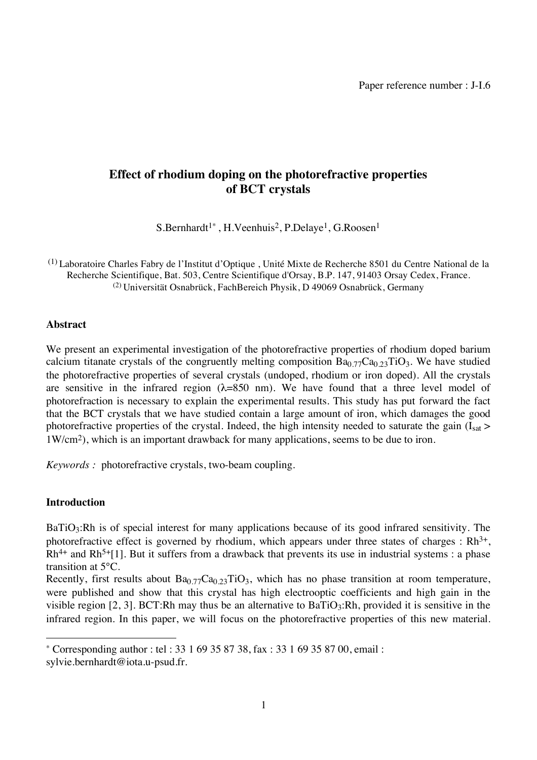Paper reference number : J-I.6

# Effect of rhodium doping on the photorefractive properties of BCT crystals

S.Bernhardt[1*], H.Veenhuis[2], P.Delaye[1], G.Roosen[1]

[(1)] Laboratoire Charles Fabry de l'Institut d'Optique , Unité Mixte de Recherche 8501 du Centre National de la Recherche Scientifique, Bat. 503, Centre Scientifique d'Orsay, B.P. 147, 91403 Orsay Cedex, France.
[(2)] Universität Osnabrück, FachBereich Physik, D 49069 Osnabrück, Germany

## Abstract

We present an experimental investigation of the photorefractive properties of rhodium doped barium calcium titanate crystals of the congruently melting composition $Ba_{0.77}Ca_{0.23}TiO_3$. We have studied the photorefractive properties of several crystals (undoped, rhodium or iron doped). All the crystals are sensitive in the infrared region ($\lambda$=850 nm). We have found that a three level model of photorefraction is necessary to explain the experimental results. This study has put forward the fact that the BCT crystals that we have studied contain a large amount of iron, which damages the good photorefractive properties of the crystal. Indeed, the high intensity needed to saturate the gain ($I_{sat}$ > 1W/cm$^2$), which is an important drawback for many applications, seems to be due to iron.

*Keywords :* photorefractive crystals, two-beam coupling.

## Introduction

$BaTiO_3$:Rh is of special interest for many applications because of its good infrared sensitivity. The photorefractive effect is governed by rhodium, which appears under three states of charges : $Rh^{3+}$, $Rh^{4+}$ and $Rh^{5+}$[1]. But it suffers from a drawback that prevents its use in industrial systems : a phase transition at 5°C.

Recently, first results about $Ba_{0.77}Ca_{0.23}TiO_3$, which has no phase transition at room temperature, were published and show that this crystal has high electrooptic coefficients and high gain in the visible region [2, 3]. BCT:Rh may thus be an alternative to $BaTiO_3$:Rh, provided it is sensitive in the infrared region. In this paper, we will focus on the photorefractive properties of this new material.

* Corresponding author : tel : 33 1 69 35 87 38, fax : 33 1 69 35 87 00, email : sylvie.bernhardt@iota.u-psud.fr.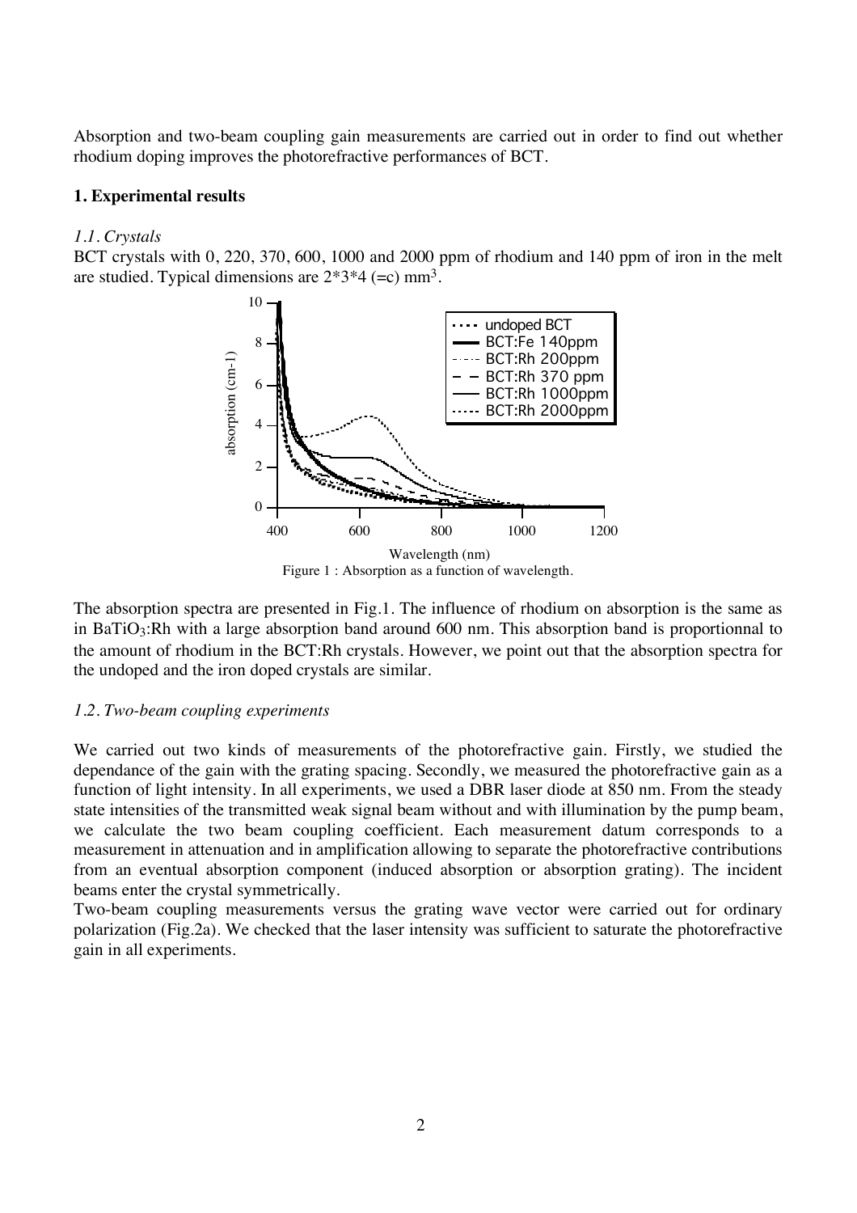Absorption and two-beam coupling gain measurements are carried out in order to find out whether rhodium doping improves the photorefractive performances of BCT.

### 1. Experimental results

#### *1.1. Crystals*

BCT crystals with 0, 220, 370, 600, 1000 and 2000 ppm of rhodium and 140 ppm of iron in the melt are studied. Typical dimensions are 2*3*4 (=c) $mm^3$.

Figure 1 : Absorption as a function of wavelength.

The absorption spectra are presented in Fig.1. The influence of rhodium on absorption is the same as in $BaTiO_3$:Rh with a large absorption band around 600 nm. This absorption band is proportionnal to the amount of rhodium in the BCT:Rh crystals. However, we point out that the absorption spectra for the undoped and the iron doped crystals are similar.

#### *1.2. Two-beam coupling experiments*

We carried out two kinds of measurements of the photorefractive gain. Firstly, we studied the dependance of the gain with the grating spacing. Secondly, we measured the photorefractive gain as a function of light intensity. In all experiments, we used a DBR laser diode at 850 nm. From the steady state intensities of the transmitted weak signal beam without and with illumination by the pump beam, we calculate the two beam coupling coefficient. Each measurement datum corresponds to a measurement in attenuation and in amplification allowing to separate the photorefractive contributions from an eventual absorption component (induced absorption or absorption grating). The incident beams enter the crystal symmetrically.

Two-beam coupling measurements versus the grating wave vector were carried out for ordinary polarization (Fig.2a). We checked that the laser intensity was sufficient to saturate the photorefractive gain in all experiments.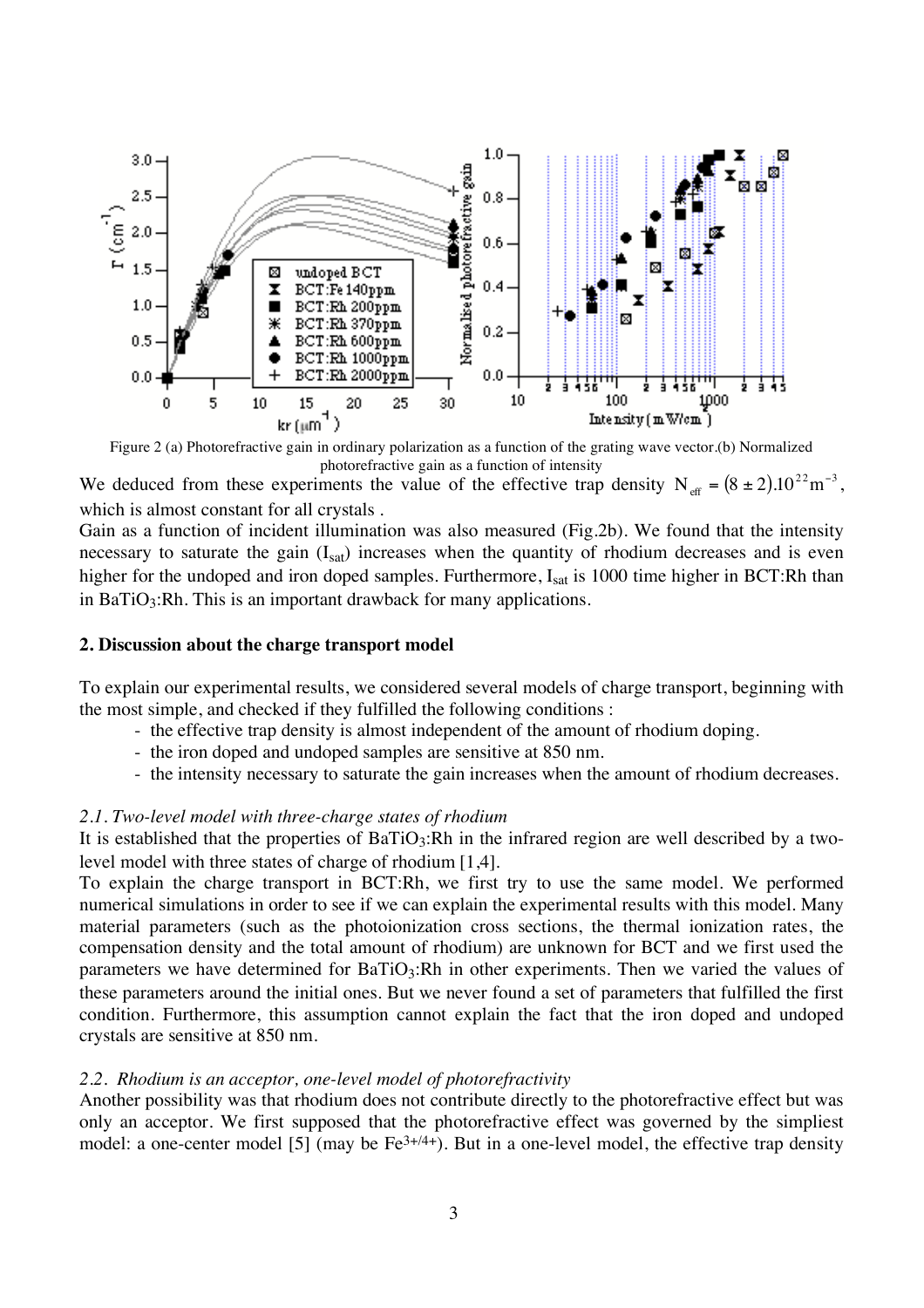Figure 2 (a) Photorefractive gain in ordinary polarization as a function of the grating wave vector.(b) Normalized photorefractive gain as a function of intensity

We deduced from these experiments the value of the effective trap density $N_{eff} = (8 \pm 2).10^{22} m^{-3}$, which is almost constant for all crystals .

Gain as a function of incident illumination was also measured (Fig.2b). We found that the intensity necessary to saturate the gain ($I_{sat}$) increases when the quantity of rhodium decreases and is even higher for the undoped and iron doped samples. Furthermore, $I_{sat}$ is 1000 time higher in BCT:Rh than in $BaTiO_3$:Rh. This is an important drawback for many applications.

## 2. Discussion about the charge transport model

To explain our experimental results, we considered several models of charge transport, beginning with the most simple, and checked if they fulfilled the following conditions :

- the effective trap density is almost independent of the amount of rhodium doping.
- the iron doped and undoped samples are sensitive at 850 nm.
- the intensity necessary to saturate the gain increases when the amount of rhodium decreases.

### *2.1. Two-level model with three-charge states of rhodium*

It is established that the properties of $BaTiO_3$:Rh in the infrared region are well described by a two-level model with three states of charge of rhodium [1,4].

To explain the charge transport in BCT:Rh, we first try to use the same model. We performed numerical simulations in order to see if we can explain the experimental results with this model. Many material parameters (such as the photoionization cross sections, the thermal ionization rates, the compensation density and the total amount of rhodium) are unknown for BCT and we first used the parameters we have determined for $BaTiO_3$:Rh in other experiments. Then we varied the values of these parameters around the initial ones. But we never found a set of parameters that fulfilled the first condition. Furthermore, this assumption cannot explain the fact that the iron doped and undoped crystals are sensitive at 850 nm.

### *2.2. Rhodium is an acceptor, one-level model of photorefractivity*

Another possibility was that rhodium does not contribute directly to the photorefractive effect but was only an acceptor. We first supposed that the photorefractive effect was governed by the simpliest model: a one-center model [5] (may be $Fe^{3+/4+}$). But in a one-level model, the effective trap density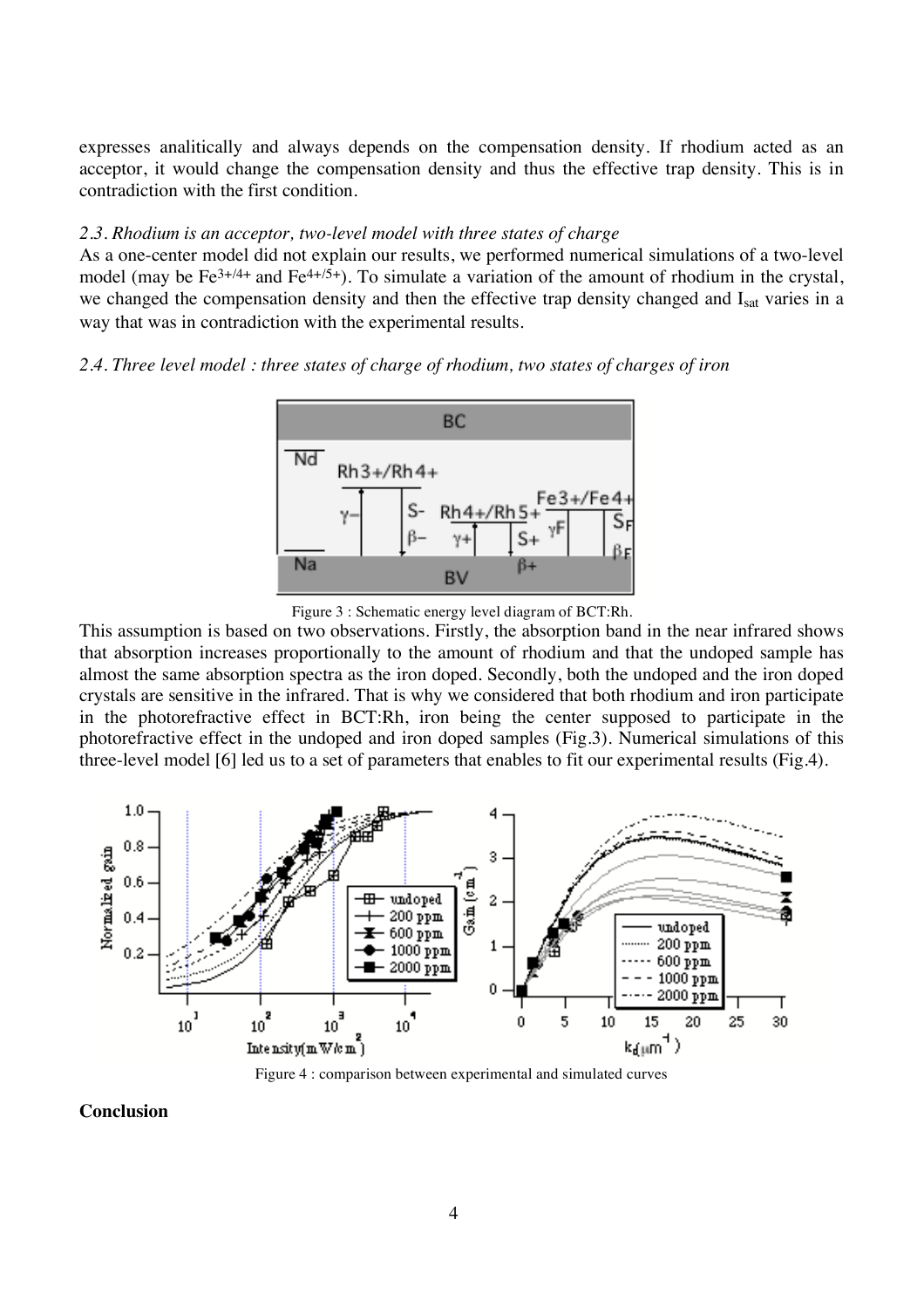expresses analitically and always depends on the compensation density. If rhodium acted as an acceptor, it would change the compensation density and thus the effective trap density. This is in contradiction with the first condition.

*2.3. Rhodium is an acceptor, two-level model with three states of charge*

As a one-center model did not explain our results, we performed numerical simulations of a two-level model (may be $Fe^{3+/4+}$ and $Fe^{4+/5+}$). To simulate a variation of the amount of rhodium in the crystal, we changed the compensation density and then the effective trap density changed and $I_{sat}$ varies in a way that was in contradiction with the experimental results.

*2.4. Three level model : three states of charge of rhodium, two states of charges of iron*

Figure 3 : Schematic energy level diagram of BCT:Rh.

This assumption is based on two observations. Firstly, the absorption band in the near infrared shows that absorption increases proportionally to the amount of rhodium and that the undoped sample has almost the same absorption spectra as the iron doped. Secondly, both the undoped and the iron doped crystals are sensitive in the infrared. That is why we considered that both rhodium and iron participate in the photorefractive effect in BCT:Rh, iron being the center supposed to participate in the photorefractive effect in the undoped and iron doped samples (Fig.3). Numerical simulations of this three-level model [6] led us to a set of parameters that enables to fit our experimental results (Fig.4).

Figure 4 : comparison between experimental and simulated curves

**Conclusion**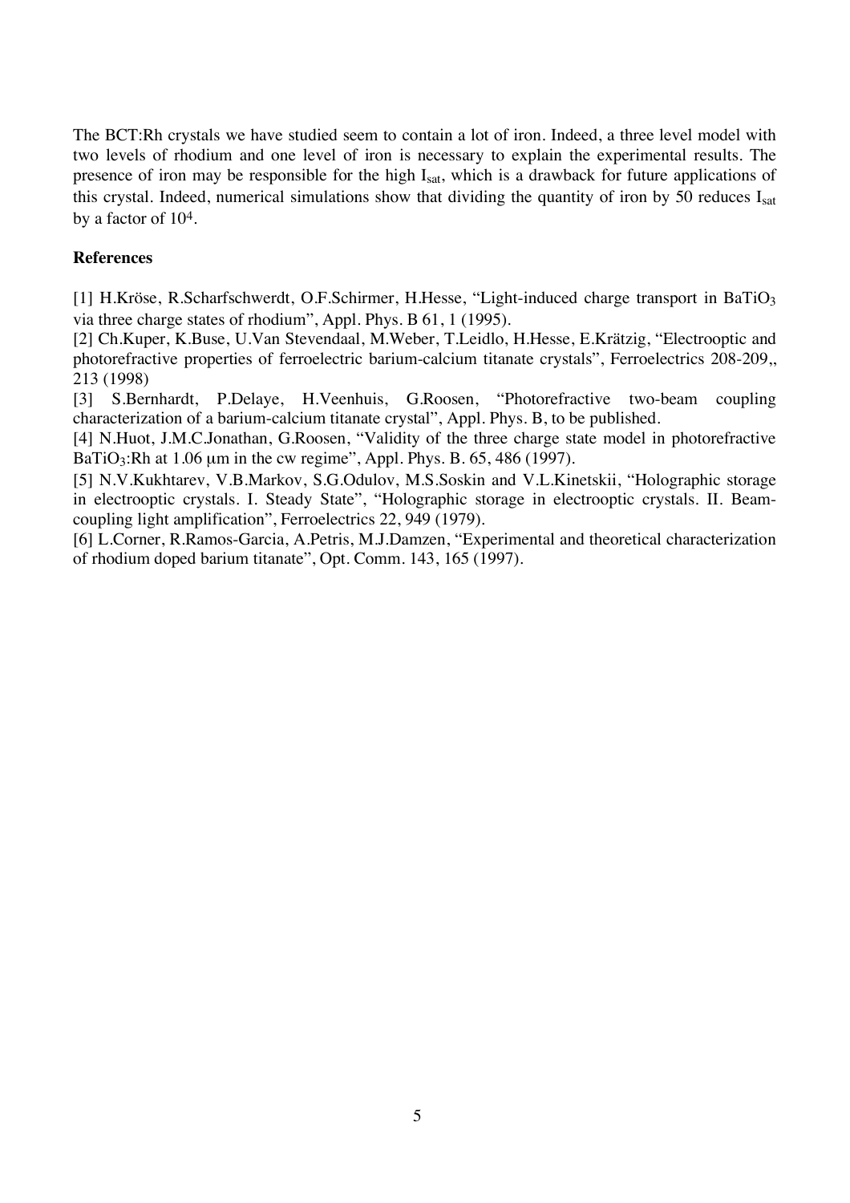The BCT:Rh crystals we have studied seem to contain a lot of iron. Indeed, a three level model with two levels of rhodium and one level of iron is necessary to explain the experimental results. The presence of iron may be responsible for the high $I_{sat}$, which is a drawback for future applications of this crystal. Indeed, numerical simulations show that dividing the quantity of iron by 50 reduces $I_{sat}$ by a factor of $10^4$.

## References

[1] H.Kröse, R.Scharfschwerdt, O.F.Schirmer, H.Hesse, "Light-induced charge transport in $BaTiO_3$ via three charge states of rhodium", Appl. Phys. B 61, 1 (1995).

[2] Ch.Kuper, K.Buse, U.Van Stevendaal, M.Weber, T.Leidlo, H.Hesse, E.Krätzig, "Electrooptic and photorefractive properties of ferroelectric barium-calcium titanate crystals", Ferroelectrics 208-209,, 213 (1998)

[3] S.Bernhardt, P.Delaye, H.Veenhuis, G.Roosen, "Photorefractive two-beam coupling characterization of a barium-calcium titanate crystal", Appl. Phys. B, to be published.

[4] N.Huot, J.M.C.Jonathan, G.Roosen, "Validity of the three charge state model in photorefractive $BaTiO_3$:Rh at 1.06 μm in the cw regime", Appl. Phys. B. 65, 486 (1997).

[5] N.V.Kukhtarev, V.B.Markov, S.G.Odulov, M.S.Soskin and V.L.Kinetskii, "Holographic storage in electrooptic crystals. I. Steady State", "Holographic storage in electrooptic crystals. II. Beam-coupling light amplification", Ferroelectrics 22, 949 (1979).

[6] L.Corner, R.Ramos-Garcia, A.Petris, M.J.Damzen, "Experimental and theoretical characterization of rhodium doped barium titanate", Opt. Comm. 143, 165 (1997).